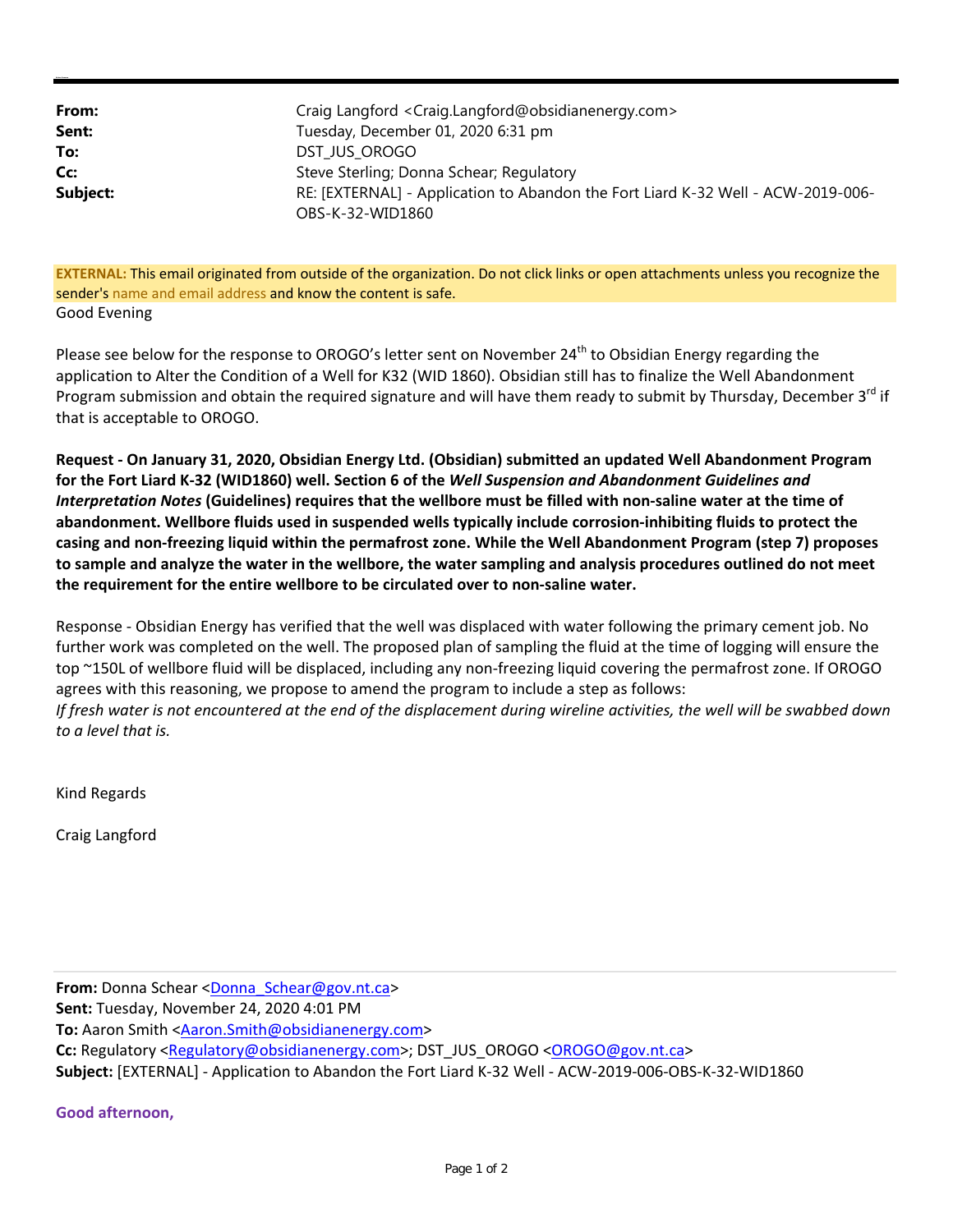**From:** Craig Langford <Craig.Langford@obsidianenergy.com>
**Sent:** Tuesday, December 01, 2020 6:31 pm
**To:** DST_JUS_OROGO
**Cc:** Steve Sterling; Donna Schear; Regulatory
**Subject:** RE: [EXTERNAL] - Application to Abandon the Fort Liard K-32 Well - ACW-2019-006-OBS-K-32-WID1860

**EXTERNAL:** This email originated from outside of the organization. Do not click links or open attachments unless you recognize the sender's name and email address and know the content is safe.

Good Evening

Please see below for the response to OROGO's letter sent on November 24th to Obsidian Energy regarding the application to Alter the Condition of a Well for K32 (WID 1860). Obsidian still has to finalize the Well Abandonment Program submission and obtain the required signature and will have them ready to submit by Thursday, December 3rd if that is acceptable to OROGO.

**Request - On January 31, 2020, Obsidian Energy Ltd. (Obsidian) submitted an updated Well Abandonment Program for the Fort Liard K-32 (WID1860) well. Section 6 of the *Well Suspension and Abandonment Guidelines and Interpretation Notes* (Guidelines) requires that the wellbore must be filled with non-saline water at the time of abandonment. Wellbore fluids used in suspended wells typically include corrosion-inhibiting fluids to protect the casing and non-freezing liquid within the permafrost zone. While the Well Abandonment Program (step 7) proposes to sample and analyze the water in the wellbore, the water sampling and analysis procedures outlined do not meet the requirement for the entire wellbore to be circulated over to non-saline water.**

Response - Obsidian Energy has verified that the well was displaced with water following the primary cement job. No further work was completed on the well. The proposed plan of sampling the fluid at the time of logging will ensure the top ~150L of wellbore fluid will be displaced, including any non-freezing liquid covering the permafrost zone. If OROGO agrees with this reasoning, we propose to amend the program to include a step as follows:
*If fresh water is not encountered at the end of the displacement during wireline activities, the well will be swabbed down to a level that is.*

Kind Regards

Craig Langford

---

**From:** Donna Schear <Donna_Schear@gov.nt.ca>
**Sent:** Tuesday, November 24, 2020 4:01 PM
**To:** Aaron Smith <Aaron.Smith@obsidianenergy.com>
**Cc:** Regulatory <Regulatory@obsidianenergy.com>; DST_JUS_OROGO <OROGO@gov.nt.ca>
**Subject:** [EXTERNAL] - Application to Abandon the Fort Liard K-32 Well - ACW-2019-006-OBS-K-32-WID1860

**Good afternoon,**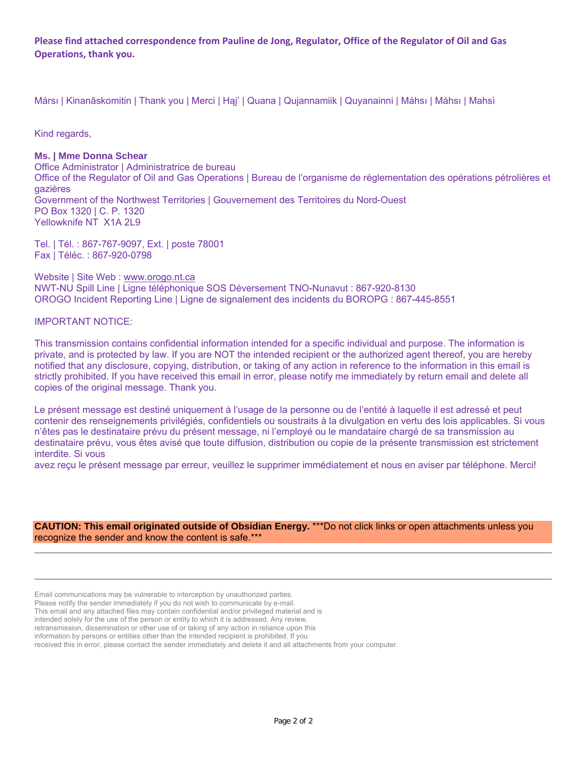**Please find attached correspondence from Pauline de Jong, Regulator, Office of the Regulator of Oil and Gas Operations, thank you.**

Mársı | Kinanāskomitin | Thank you | Merci | Hąį' | Quana | Qujannamiik | Quyanainni | Máhsı | Máhsı | Mahsì

Kind regards,

**Ms. | Mme Donna Schear**
Office Administrator | Administratrice de bureau
Office of the Regulator of Oil and Gas Operations | Bureau de l'organisme de réglementation des opérations pétrolières et gazières
Government of the Northwest Territories | Gouvernement des Territoires du Nord-Ouest
PO Box 1320 | C. P. 1320
Yellowknife NT X1A 2L9

Tel. | Tél. : 867-767-9097, Ext. | poste 78001
Fax | Téléc. : 867-920-0798

Website | Site Web : www.orogo.nt.ca
NWT-NU Spill Line | Ligne téléphonique SOS Déversement TNO-Nunavut : 867-920-8130
OROGO Incident Reporting Line | Ligne de signalement des incidents du BOROPG : 867-445-8551

IMPORTANT NOTICE:

This transmission contains confidential information intended for a specific individual and purpose. The information is private, and is protected by law. If you are NOT the intended recipient or the authorized agent thereof, you are hereby notified that any disclosure, copying, distribution, or taking of any action in reference to the information in this email is strictly prohibited. If you have received this email in error, please notify me immediately by return email and delete all copies of the original message. Thank you.

Le présent message est destiné uniquement à l'usage de la personne ou de l'entité à laquelle il est adressé et peut contenir des renseignements privilégiés, confidentiels ou soustraits à la divulgation en vertu des lois applicables. Si vous n'êtes pas le destinataire prévu du présent message, ni l'employé ou le mandataire chargé de sa transmission au destinataire prévu, vous êtes avisé que toute diffusion, distribution ou copie de la présente transmission est strictement interdite. Si vous
avez reçu le présent message par erreur, veuillez le supprimer immédiatement et nous en aviser par téléphone. Merci!

**CAUTION: This email originated outside of Obsidian Energy.** ***Do not click links or open attachments unless you recognize the sender and know the content is safe.***

---

---

Email communications may be vulnerable to interception by unauthorized parties.
Please notify the sender immediately if you do not wish to communicate by e-mail.
This email and any attached files may contain confidential and/or privileged material and is intended solely for the use of the person or entity to which it is addressed. Any review, retransmission, dissemination or other use of or taking of any action in reliance upon this information by persons or entities other than the intended recipient is prohibited. If you received this in error, please contact the sender immediately and delete it and all attachments from your computer.